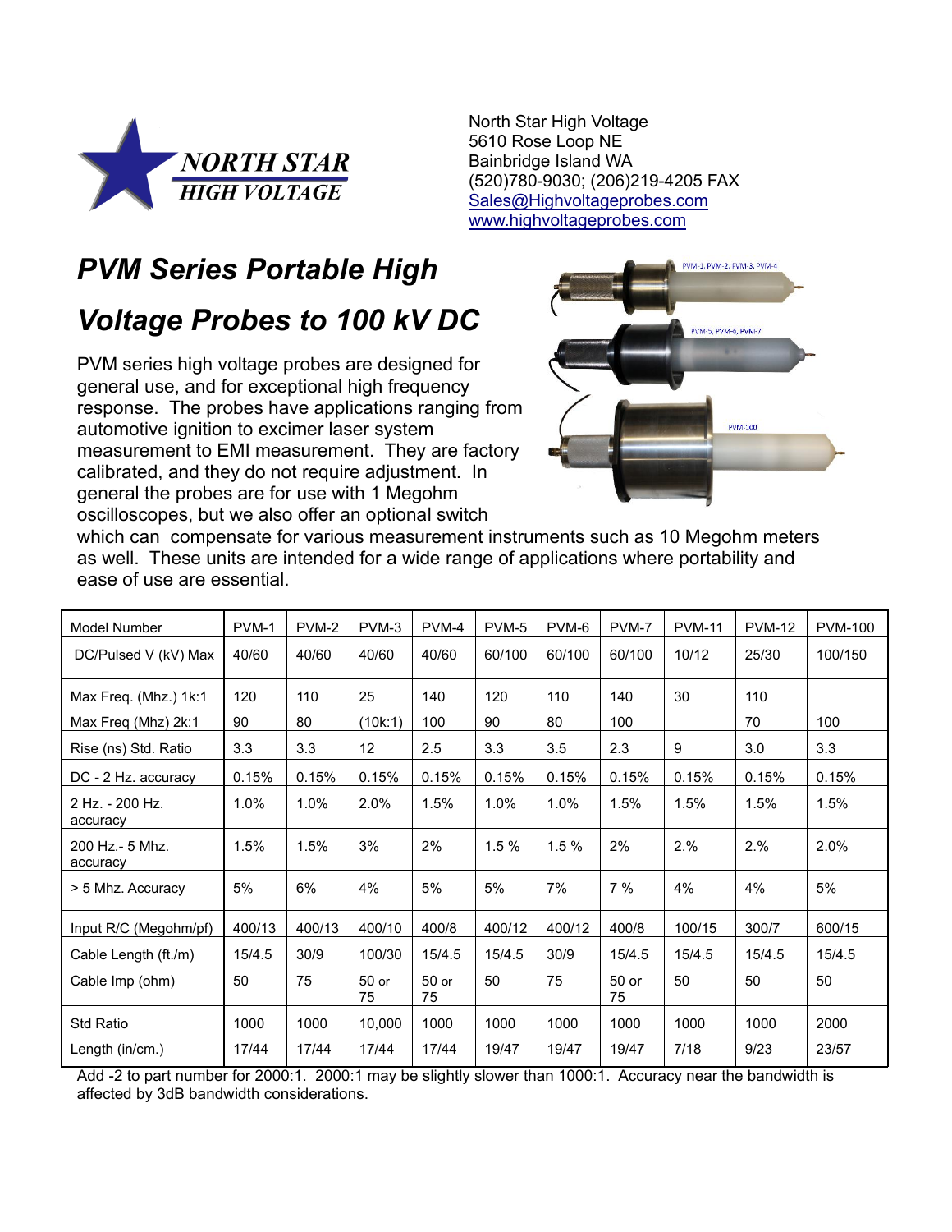North Star High Voltage
5610 Rose Loop NE
Bainbridge Island WA
(520)780-9030; (206)219-4205 FAX
Sales@Highvoltageprobes.com
www.highvoltageprobes.com

# PVM Series Portable High Voltage Probes to 100 kV DC

PVM series high voltage probes are designed for general use, and for exceptional high frequency response. The probes have applications ranging from automotive ignition to excimer laser system measurement to EMI measurement. They are factory calibrated, and they do not require adjustment. In general the probes are for use with 1 Megohm oscilloscopes, but we also offer an optional switch which can compensate for various measurement instruments such as 10 Megohm meters as well. These units are intended for a wide range of applications where portability and ease of use are essential.

| Model Number | PVM-1 | PVM-2 | PVM-3 | PVM-4 | PVM-5 | PVM-6 | PVM-7 | PVM-11 | PVM-12 | PVM-100 |
|---|---|---|---|---|---|---|---|---|---|---|
| DC/Pulsed V (kV) Max | 40/60 | 40/60 | 40/60 | 40/60 | 60/100 | 60/100 | 60/100 | 10/12 | 25/30 | 100/150 |
| Max Freq. (Mhz.) 1k:1 | 120 | 110 | 25 | 140 | 120 | 110 | 140 | 30 | 110 | |
| Max Freq (Mhz) 2k:1 | 90 | 80 | (10k:1) | 100 | 90 | 80 | 100 | | 70 | 100 |
| Rise (ns) Std. Ratio | 3.3 | 3.3 | 12 | 2.5 | 3.3 | 3.5 | 2.3 | 9 | 3.0 | 3.3 |
| DC - 2 Hz. accuracy | 0.15% | 0.15% | 0.15% | 0.15% | 0.15% | 0.15% | 0.15% | 0.15% | 0.15% | 0.15% |
| 2 Hz. - 200 Hz. accuracy | 1.0% | 1.0% | 2.0% | 1.5% | 1.0% | 1.0% | 1.5% | 1.5% | 1.5% | 1.5% |
| 200 Hz.- 5 Mhz. accuracy | 1.5% | 1.5% | 3% | 2% | 1.5 % | 1.5 % | 2% | 2.% | 2.% | 2.0% |
| > 5 Mhz. Accuracy | 5% | 6% | 4% | 5% | 5% | 7% | 7 % | 4% | 4% | 5% |
| Input R/C (Megohm/pf) | 400/13 | 400/13 | 400/10 | 400/8 | 400/12 | 400/12 | 400/8 | 100/15 | 300/7 | 600/15 |
| Cable Length (ft./m) | 15/4.5 | 30/9 | 100/30 | 15/4.5 | 15/4.5 | 30/9 | 15/4.5 | 15/4.5 | 15/4.5 | 15/4.5 |
| Cable Imp (ohm) | 50 | 75 | 50 or 75 | 50 or 75 | 50 | 75 | 50 or 75 | 50 | 50 | 50 |
| Std Ratio | 1000 | 1000 | 10,000 | 1000 | 1000 | 1000 | 1000 | 1000 | 1000 | 2000 |
| Length (in/cm.) | 17/44 | 17/44 | 17/44 | 17/44 | 19/47 | 19/47 | 19/47 | 7/18 | 9/23 | 23/57 |

Add -2 to part number for 2000:1. 2000:1 may be slightly slower than 1000:1. Accuracy near the bandwidth is affected by 3dB bandwidth considerations.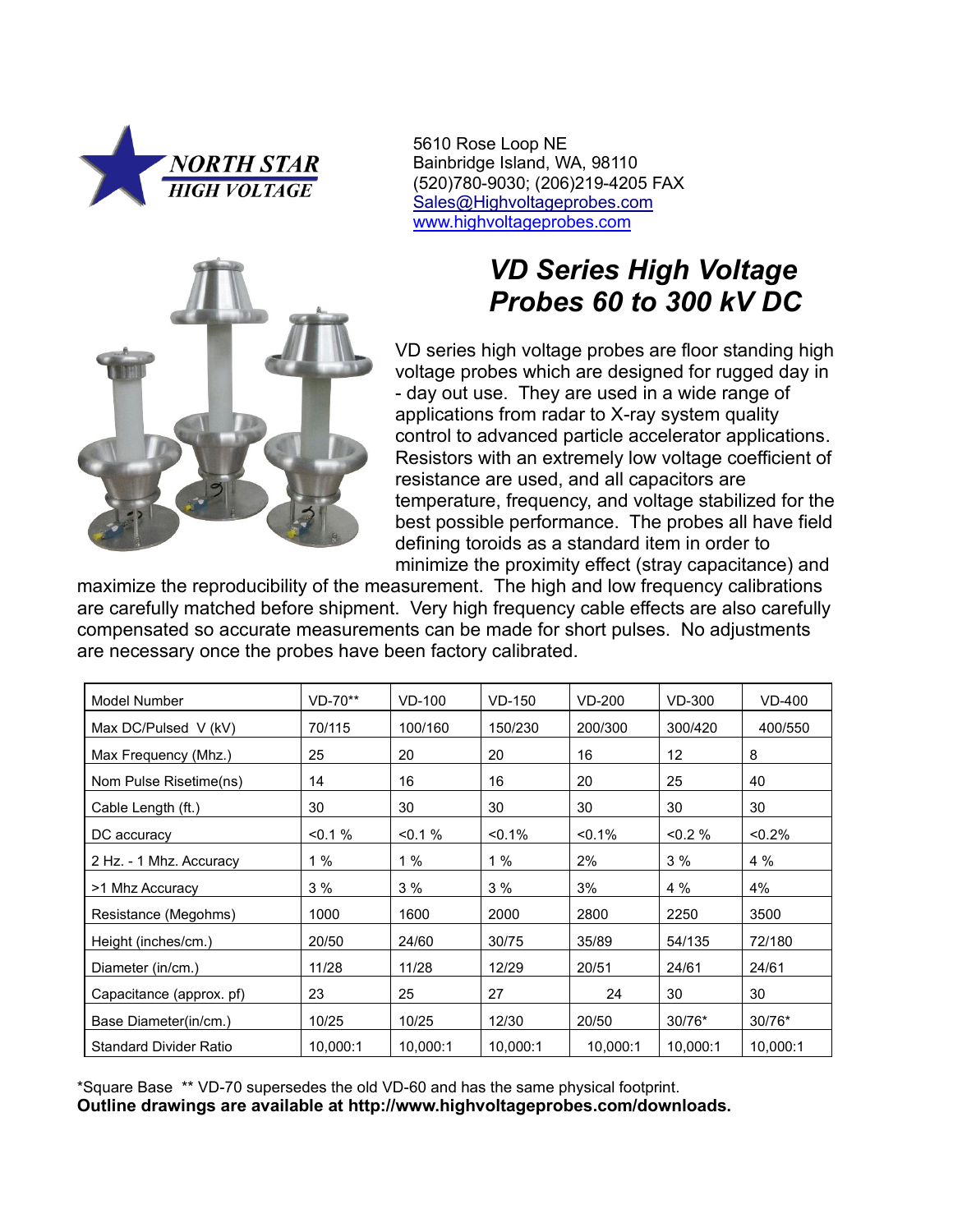NORTH STAR HIGH VOLTAGE

5610 Rose Loop NE
Bainbridge Island, WA, 98110
(520)780-9030; (206)219-4205 FAX
Sales@Highvoltageprobes.com
www.highvoltageprobes.com

# *VD Series High Voltage Probes 60 to 300 kV DC*

VD series high voltage probes are floor standing high voltage probes which are designed for rugged day in - day out use. They are used in a wide range of applications from radar to X-ray system quality control to advanced particle accelerator applications. Resistors with an extremely low voltage coefficient of resistance are used, and all capacitors are temperature, frequency, and voltage stabilized for the best possible performance. The probes all have field defining toroids as a standard item in order to minimize the proximity effect (stray capacitance) and maximize the reproducibility of the measurement. The high and low frequency calibrations are carefully matched before shipment. Very high frequency cable effects are also carefully compensated so accurate measurements can be made for short pulses. No adjustments are necessary once the probes have been factory calibrated.

| Model Number | VD-70** | VD-100 | VD-150 | VD-200 | VD-300 | VD-400 |
|---|---|---|---|---|---|---|
| Max DC/Pulsed V (kV) | 70/115 | 100/160 | 150/230 | 200/300 | 300/420 | 400/550 |
| Max Frequency (Mhz.) | 25 | 20 | 20 | 16 | 12 | 8 |
| Nom Pulse Risetime(ns) | 14 | 16 | 16 | 20 | 25 | 40 |
| Cable Length (ft.) | 30 | 30 | 30 | 30 | 30 | 30 |
| DC accuracy | <0.1 % | <0.1 % | <0.1% | <0.1% | <0.2 % | <0.2% |
| 2 Hz. - 1 Mhz. Accuracy | 1 % | 1 % | 1 % | 2% | 3 % | 4 % |
| >1 Mhz Accuracy | 3 % | 3 % | 3 % | 3% | 4 % | 4% |
| Resistance (Megohms) | 1000 | 1600 | 2000 | 2800 | 2250 | 3500 |
| Height (inches/cm.) | 20/50 | 24/60 | 30/75 | 35/89 | 54/135 | 72/180 |
| Diameter (in/cm.) | 11/28 | 11/28 | 12/29 | 20/51 | 24/61 | 24/61 |
| Capacitance (approx. pf) | 23 | 25 | 27 | 24 | 30 | 30 |
| Base Diameter(in/cm.) | 10/25 | 10/25 | 12/30 | 20/50 | 30/76* | 30/76* |
| Standard Divider Ratio | 10,000:1 | 10,000:1 | 10,000:1 | 10,000:1 | 10,000:1 | 10,000:1 |

*Square Base ** VD-70 supersedes the old VD-60 and has the same physical footprint.

**Outline drawings are available at http://www.highvoltageprobes.com/downloads.**